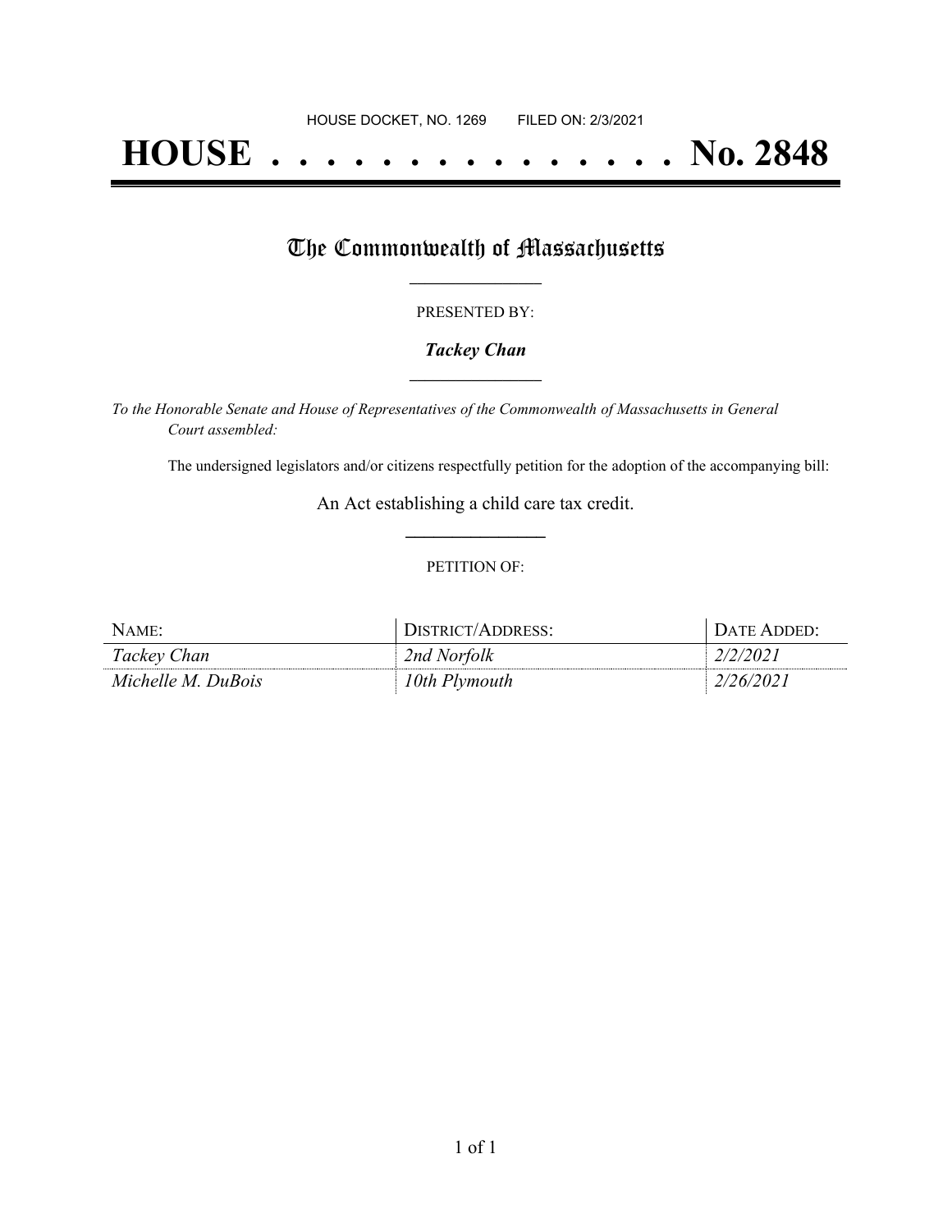HOUSE DOCKET, NO. 1269        FILED ON: 2/3/2021

# HOUSE . . . . . . . . . . . . . . . No. 2848

## The Commonwealth of Massachusetts

PRESENTED BY:

***Tackey Chan***

*To the Honorable Senate and House of Representatives of the Commonwealth of Massachusetts in General Court assembled:*

The undersigned legislators and/or citizens respectfully petition for the adoption of the accompanying bill:

An Act establishing a child care tax credit.

PETITION OF:

| NAME: | DISTRICT/ADDRESS: | DATE ADDED: |
|---|---|---|
| *Tackey Chan* | *2nd Norfolk* | *2/2/2021* |
| *Michelle M. DuBois* | *10th Plymouth* | *2/26/2021* |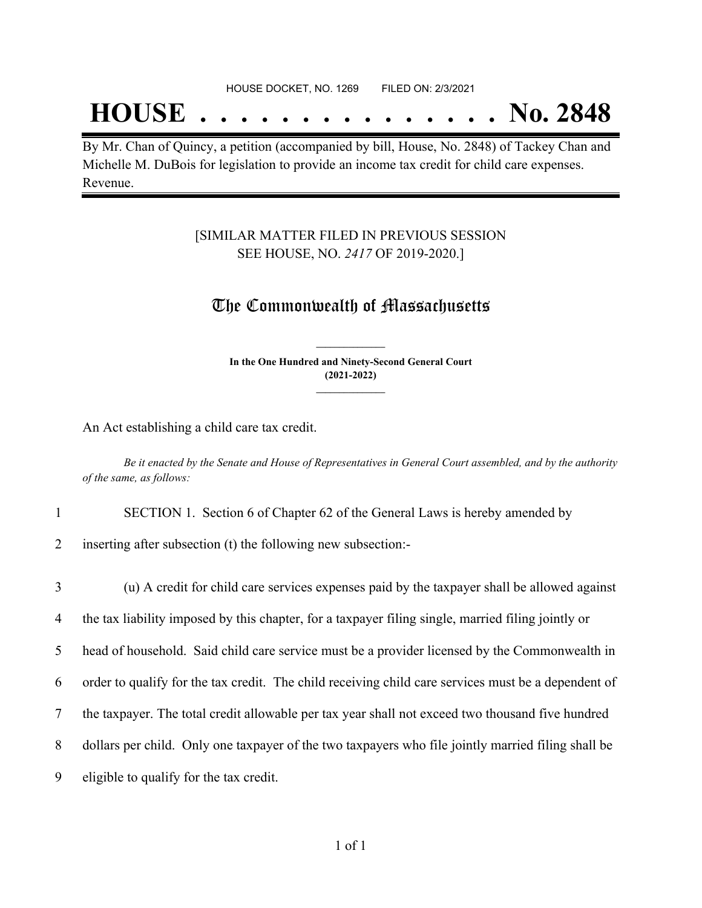HOUSE DOCKET, NO. 1269 FILED ON: 2/3/2021

# HOUSE . . . . . . . . . . . . . . . No. 2848

By Mr. Chan of Quincy, a petition (accompanied by bill, House, No. 2848) of Tackey Chan and Michelle M. DuBois for legislation to provide an income tax credit for child care expenses. Revenue.

[SIMILAR MATTER FILED IN PREVIOUS SESSION SEE HOUSE, NO. *2417* OF 2019-2020.]

## The Commonwealth of Massachusetts

**In the One Hundred and Ninety-Second General Court (2021-2022)**

An Act establishing a child care tax credit.

*Be it enacted by the Senate and House of Representatives in General Court assembled, and by the authority of the same, as follows:*

1 SECTION 1. Section 6 of Chapter 62 of the General Laws is hereby amended by
2 inserting after subsection (t) the following new subsection:-

3 (u) A credit for child care services expenses paid by the taxpayer shall be allowed against
4 the tax liability imposed by this chapter, for a taxpayer filing single, married filing jointly or
5 head of household. Said child care service must be a provider licensed by the Commonwealth in
6 order to qualify for the tax credit. The child receiving child care services must be a dependent of
7 the taxpayer. The total credit allowable per tax year shall not exceed two thousand five hundred
8 dollars per child. Only one taxpayer of the two taxpayers who file jointly married filing shall be
9 eligible to qualify for the tax credit.